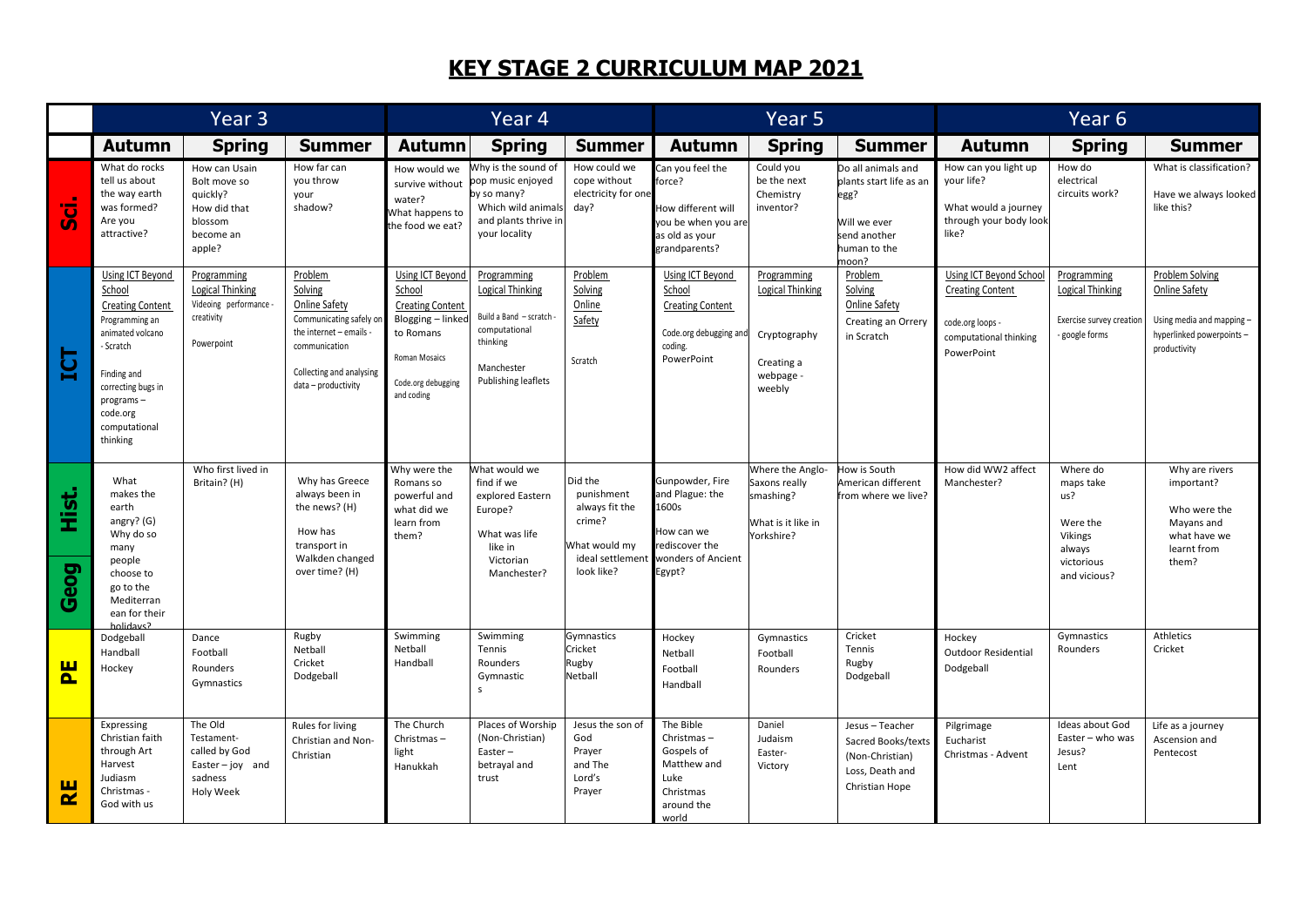# KEY STAGE 2 CURRICULUM MAP 2021

| | Year 3 | | | Year 4 | | | Year 5 | | | Year 6 | | |
|---|---|---|---|---|---|---|---|---|---|---|---|---|
| | **Autumn** | **Spring** | **Summer** | **Autumn** | **Spring** | **Summer** | **Autumn** | **Spring** | **Summer** | **Autumn** | **Spring** | **Summer** |
| **Sci.** | What do rocks tell us about the way earth was formed? Are you attractive? | How can Usain Bolt move so quickly? How did that blossom become an apple? | How far can you throw your shadow? | How would we survive without water? What happens to the food we eat? | Why is the sound of pop music enjoyed by so many? Which wild animals and plants thrive in your locality | How could we cope without electricity for one day? | Can you feel the force? How different will you be when you are as old as your grandparents? | Could you be the next Chemistry inventor? | Do all animals and plants start life as an egg? Will we ever send another human to the moon? | How can you light up your life? What would a journey through your body look like? | How do electrical circuits work? | What is classification? Have we always looked like this? |
| **ICT** | Using ICT Beyond School Creating Content Programming an animated volcano - Scratch Finding and correcting bugs in programs – code.org computational thinking | Programming Logical Thinking Videoing performance - creativity Powerpoint | Problem Solving Online Safety Communicating safely on the internet – emails - communication Collecting and analysing data – productivity | Using ICT Beyond School Creating Content Blogging – linked to Romans Roman Mosaics Code.org debugging and coding | Programming Logical Thinking Build a Band – scratch - computational thinking Manchester Publishing leaflets | Problem Solving Online Safety Scratch | Using ICT Beyond School Creating Content Code.org debugging and coding. PowerPoint | Programming Logical Thinking Cryptography Creating a webpage - weebly | Problem Solving Online Safety Creating an Orrery in Scratch | Using ICT Beyond School Creating Content code.org loops - computational thinking PowerPoint | Programming Logical Thinking Exercise survey creation - google forms | Problem Solving Online Safety Using media and mapping – hyperlinked powerpoints – productivity |
| **Hist. / Geog** | What makes the earth angry? (G) Why do so many people choose to go to the Mediterranean for their holidays? | Who first lived in Britain? (H) | Why has Greece always been in the news? (H) How has transport in Walkden changed over time? (H) | Why were the Romans so powerful and what did we learn from them? | What would we find if we explored Eastern Europe? What was life like in Victorian Manchester? | Did the punishment always fit the crime? What would my ideal settlement look like? | Gunpowder, Fire and Plague: the 1600s How can we rediscover the wonders of Ancient Egypt? | Where the Anglo-Saxons really smashing? What is it like in Yorkshire? | How is South American different from where we live? | How did WW2 affect Manchester? | Where do maps take us? Were the Vikings always victorious and vicious? | Why are rivers important? Who were the Mayans and what have we learnt from them? |
| **PE** | Dodgeball Handball Hockey | Dance Football Rounders Gymnastics | Rugby Netball Cricket Dodgeball | Swimming Netball Handball | Swimming Tennis Rounders Gymnastics | Gymnastics Cricket Rugby Netball | Hockey Netball Football Handball | Gymnastics Football Rounders | Cricket Tennis Rugby Dodgeball | Hockey Outdoor Residential Dodgeball | Gymnastics Rounders | Athletics Cricket |
| **RE** | Expressing Christian faith through Art Harvest Judiasm Christmas - God with us | The Old Testament- called by God Easter – joy and sadness Holy Week | Rules for living Christian and Non-Christian | The Church Christmas – light Hanukkah | Places of Worship (Non-Christian) Easter – betrayal and trust | Jesus the son of God Prayer and The Lord's Prayer | The Bible Christmas – Gospels of Matthew and Luke Christmas around the world | Daniel Judaism Easter- Victory | Jesus – Teacher Sacred Books/texts (Non-Christian) Loss, Death and Christian Hope | Pilgrimage Eucharist Christmas - Advent | Ideas about God Easter – who was Jesus? Lent | Life as a journey Ascension and Pentecost |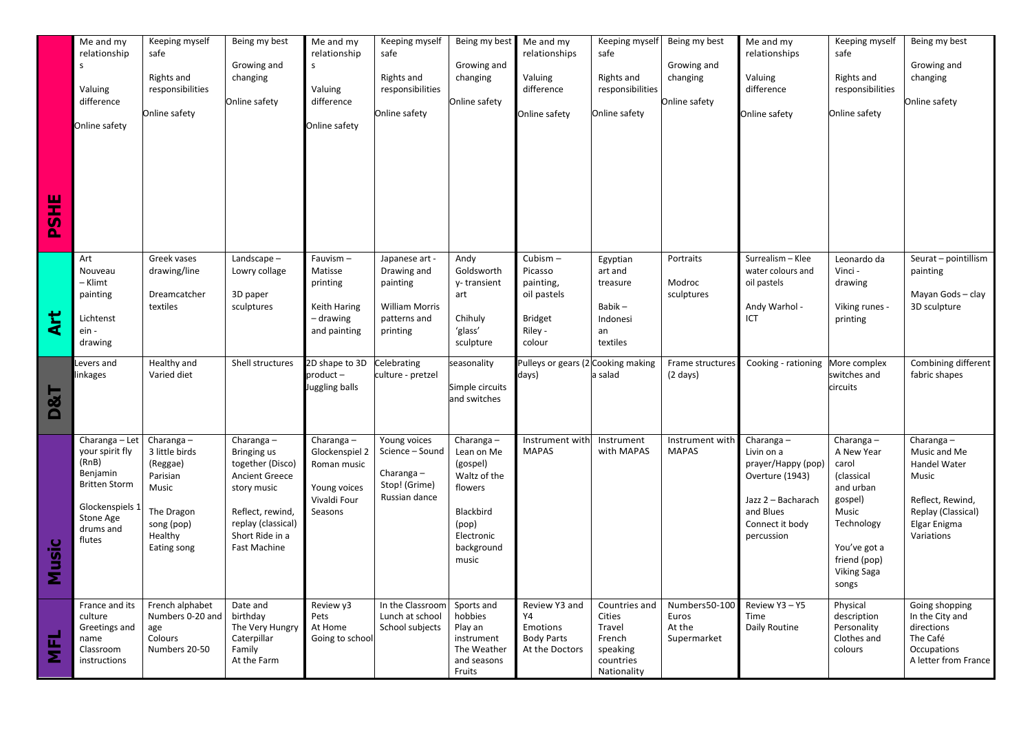| | | | | | | | | | | | | |
|---|---|---|---|---|---|---|---|---|---|---|---|---|
| **PSHE** | Me and my relationships<br><br>Valuing difference<br><br>Online safety | Keeping myself safe<br><br>Rights and responsibilities<br><br>Online safety | Being my best<br><br>Growing and changing<br><br>Online safety | Me and my relationships<br><br>Valuing difference<br><br>Online safety | Keeping myself safe<br><br>Rights and responsibilities<br><br>Online safety | Being my best<br><br>Growing and changing<br><br>Online safety | Me and my relationships<br><br>Valuing difference<br><br>Online safety | Keeping myself safe<br><br>Rights and responsibilities<br><br>Online safety | Being my best<br><br>Growing and changing<br><br>Online safety | Me and my relationships<br><br>Valuing difference<br><br>Online safety | Keeping myself safe<br><br>Rights and responsibilities<br><br>Online safety | Being my best<br><br>Growing and changing<br><br>Online safety |
| **Art** | Art Nouveau – Klimt painting<br><br>Lichtenstein - drawing | Greek vases drawing/line<br><br>Dreamcatcher textiles | Landscape – Lowry collage<br><br>3D paper sculptures | Fauvism – Matisse printing<br><br>Keith Haring – drawing and painting | Japanese art - Drawing and painting<br><br>William Morris patterns and printing | Andy Goldsworthy- transient art<br><br>Chihuly 'glass' sculpture | Cubism – Picasso painting, oil pastels<br><br>Bridget Riley - colour | Egyptian art and treasure<br><br>Babik – Indonesian textiles | Portraits<br><br>Modroc sculptures | Surrealism – Klee water colours and oil pastels<br><br>Andy Warhol - ICT | Leonardo da Vinci - drawing<br><br>Viking runes - printing | Seurat – pointillism painting<br><br>Mayan Gods – clay 3D sculpture |
| **D&T** | Levers and linkages | Healthy and Varied diet | Shell structures | 2D shape to 3D product – Juggling balls | Celebrating culture - pretzel | seasonality<br><br>Simple circuits and switches | Pulleys or gears (2 days) | Cooking making a salad | Frame structures (2 days) | Cooking - rationing | More complex switches and circuits | Combining different fabric shapes |
| **Music** | Charanga – Let your spirit fly (RnB)<br>Benjamin Britten Storm<br><br>Glockenspiels 1<br>Stone Age drums and flutes | Charanga – 3 little birds (Reggae)<br>Parisian Music<br><br>The Dragon song (pop)<br>Healthy Eating song | Charanga – Bringing us together (Disco)<br>Ancient Greece story music<br><br>Reflect, rewind, replay (classical)<br>Short Ride in a Fast Machine | Charanga – Glockenspiel 2<br>Roman music<br><br>Young voices<br>Vivaldi Four Seasons | Young voices<br>Science – Sound<br><br>Charanga – Stop! (Grime)<br>Russian dance | Charanga – Lean on Me (gospel)<br>Waltz of the flowers<br><br>Blackbird (pop)<br>Electronic background music | Instrument with MAPAS | Instrument with MAPAS | Instrument with MAPAS | Charanga – Livin on a prayer/Happy (pop)<br>Overture (1943)<br><br>Jazz 2 – Bacharach and Blues<br>Connect it body percussion | Charanga – A New Year carol (classical and urban gospel)<br>Music Technology<br><br>You've got a friend (pop)<br>Viking Saga songs | Charanga – Music and Me<br>Handel Water Music<br><br>Reflect, Rewind, Replay (Classical)<br>Elgar Enigma Variations |
| **MFL** | France and its culture<br>Greetings and name<br>Classroom instructions | French alphabet<br>Numbers 0-20 and age<br>Colours<br>Numbers 20-50 | Date and birthday<br>The Very Hungry Caterpillar<br>Family<br>At the Farm | Review y3<br>Pets<br>At Home<br>Going to school | In the Classroom<br>Lunch at school<br>School subjects | Sports and hobbies<br>Play an instrument<br>The Weather and seasons<br>Fruits | Review Y3 and Y4<br>Emotions<br>Body Parts<br>At the Doctors | Countries and Cities<br>Travel<br>French speaking countries<br>Nationality | Numbers50-100<br>Euros<br>At the Supermarket | Review Y3 – Y5<br>Time<br>Daily Routine | Physical description<br>Personality<br>Clothes and colours | Going shopping<br>In the City and directions<br>The Café<br>Occupations<br>A letter from France |